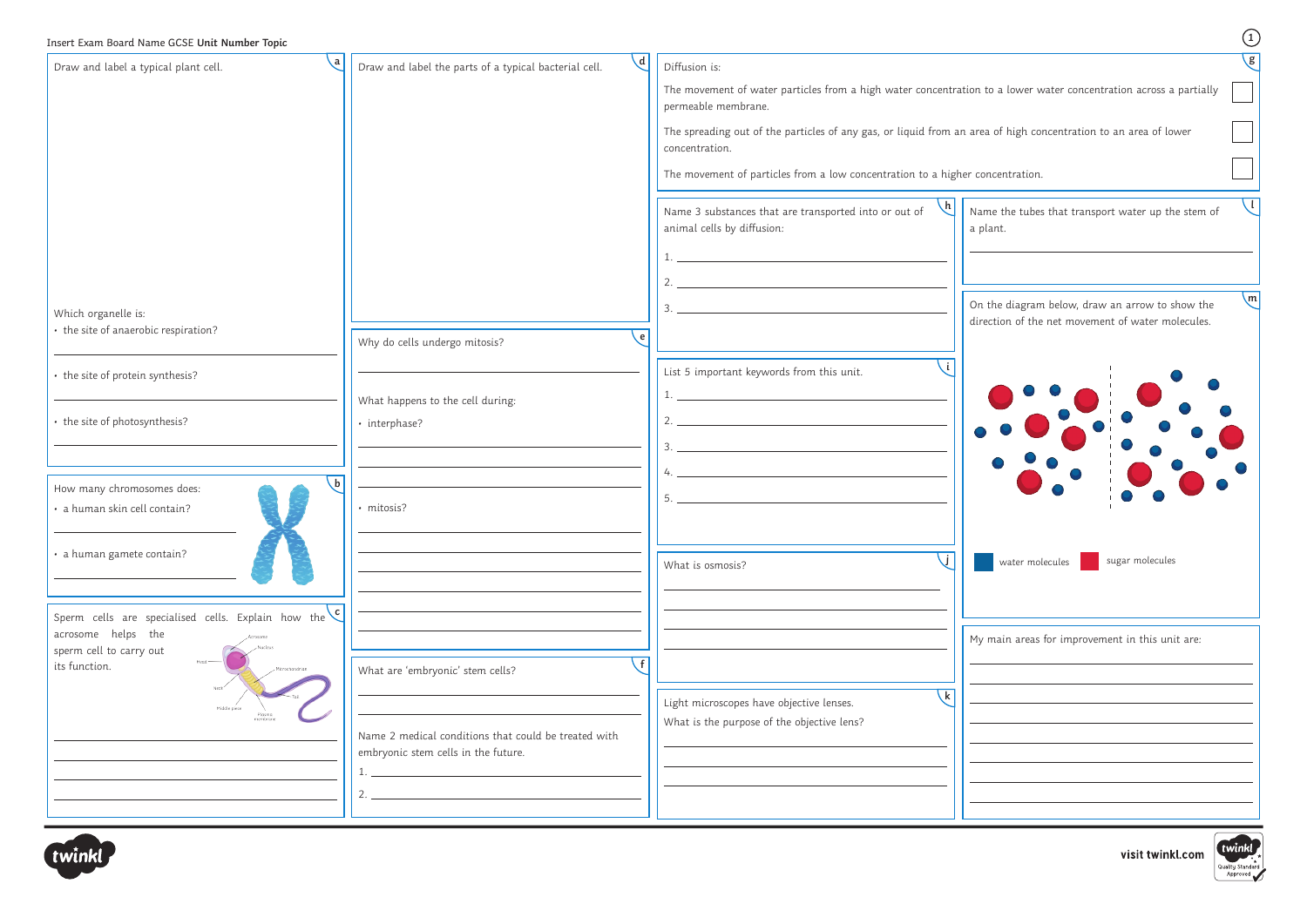Insert Exam Board Name GCSE **Unit Number Topic**

**a**

Draw and label a typical plant cell.

Which organelle is:

- the site of anaerobic respiration?

- the site of protein synthesis?

- the site of photosynthesis?

**b**

How many chromosomes does:

- a human skin cell contain?

- a human gamete contain?

**c**

Sperm cells are specialised cells. Explain how the acrosome helps the sperm cell to carry out its function.

Acrosome
Nucleus
Head
Mitochondrion
Neck
Tail
Middle piece
Plasma membrane

**d**

Draw and label the parts of a typical bacterial cell.

**e**

Why do cells undergo mitosis?

What happens to the cell during:

- interphase?

- mitosis?

**f**

What are 'embryonic' stem cells?

Name 2 medical conditions that could be treated with embryonic stem cells in the future.

1.

2.

**g**

Diffusion is:

- [ ] The movement of water particles from a high water concentration to a lower water concentration across a partially permeable membrane.
- [ ] The spreading out of the particles of any gas, or liquid from an area of high concentration to an area of lower concentration.
- [ ] The movement of particles from a low concentration to a higher concentration.

**h**

Name 3 substances that are transported into or out of animal cells by diffusion:

1.

2.

3.

**i**

List 5 important keywords from this unit.

1.

2.

3.

4.

5.

**j**

What is osmosis?

**k**

Light microscopes have objective lenses.

What is the purpose of the objective lens?

**l**

Name the tubes that transport water up the stem of a plant.

**m**

On the diagram below, draw an arrow to show the direction of the net movement of water molecules.

water molecules
sugar molecules

My main areas for improvement in this unit are:

visit twinkl.com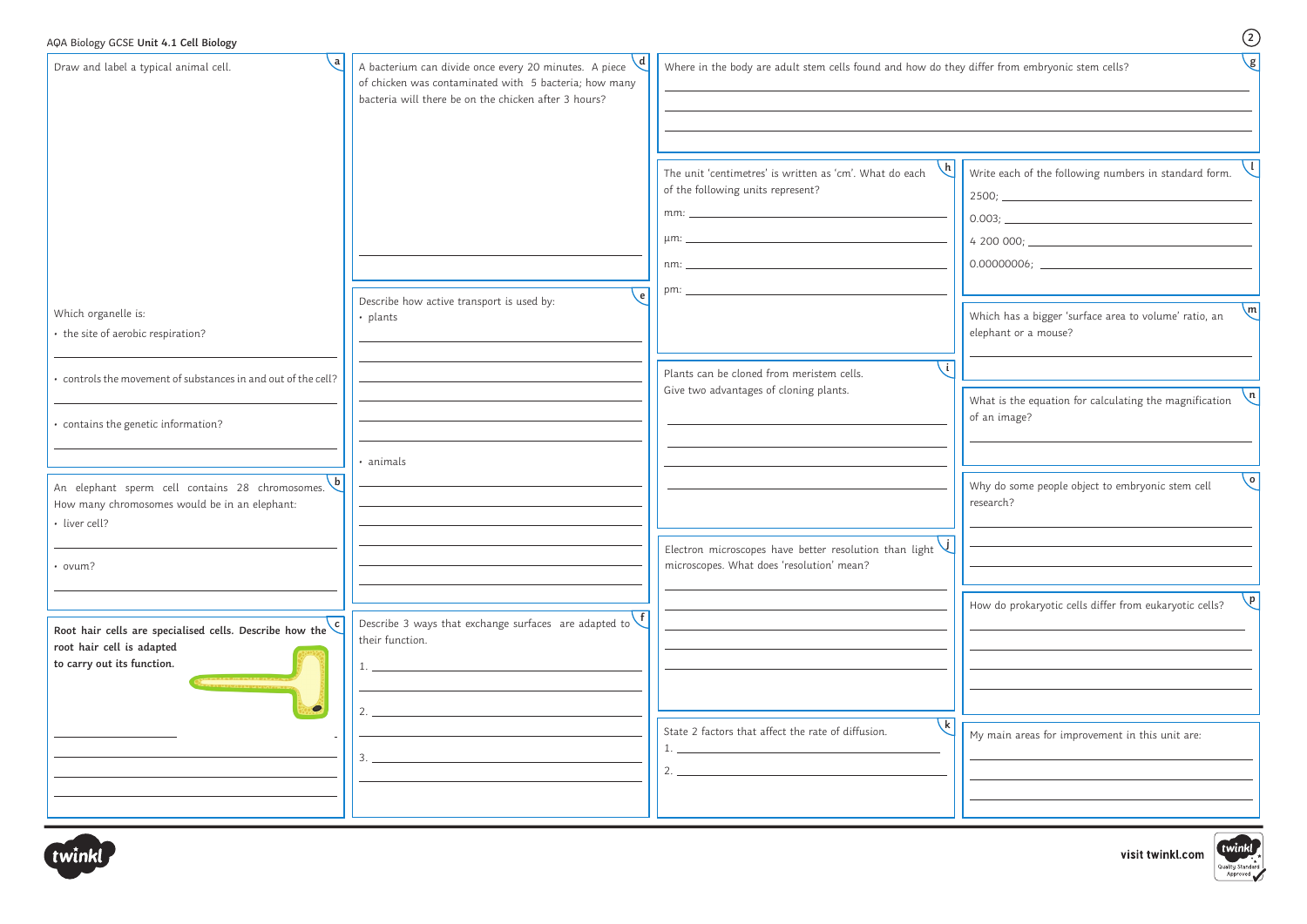AQA Biology GCSE **Unit 4.1 Cell Biology**

**a** Draw and label a typical animal cell.

Which organelle is:

- the site of aerobic respiration?
- controls the movement of substances in and out of the cell?
- contains the genetic information?

**b** An elephant sperm cell contains 28 chromosomes. How many chromosomes would be in an elephant:

- liver cell?
- ovum?

**c** **Root hair cells are specialised cells. Describe how the root hair cell is adapted to carry out its function.**

**d** A bacterium can divide once every 20 minutes. A piece of chicken was contaminated with 5 bacteria; how many bacteria will there be on the chicken after 3 hours?

**e** Describe how active transport is used by:

- plants
- animals

**f** Describe 3 ways that exchange surfaces are adapted to their function.

1.
2.
3.

**g** Where in the body are adult stem cells found and how do they differ from embryonic stem cells?

**h** The unit 'centimetres' is written as 'cm'. What do each of the following units represent?

mm:

µm:

nm:

pm:

**i** Plants can be cloned from meristem cells. Give two advantages of cloning plants.

**j** Electron microscopes have better resolution than light microscopes. What does 'resolution' mean?

**k** State 2 factors that affect the rate of diffusion.

1.
2.

**l** Write each of the following numbers in standard form.

2500;

0.003;

4 200 000;

0.00000006;

**m** Which has a bigger 'surface area to volume' ratio, an elephant or a mouse?

**n** What is the equation for calculating the magnification of an image?

**o** Why do some people object to embryonic stem cell research?

**p** How do prokaryotic cells differ from eukaryotic cells?

My main areas for improvement in this unit are: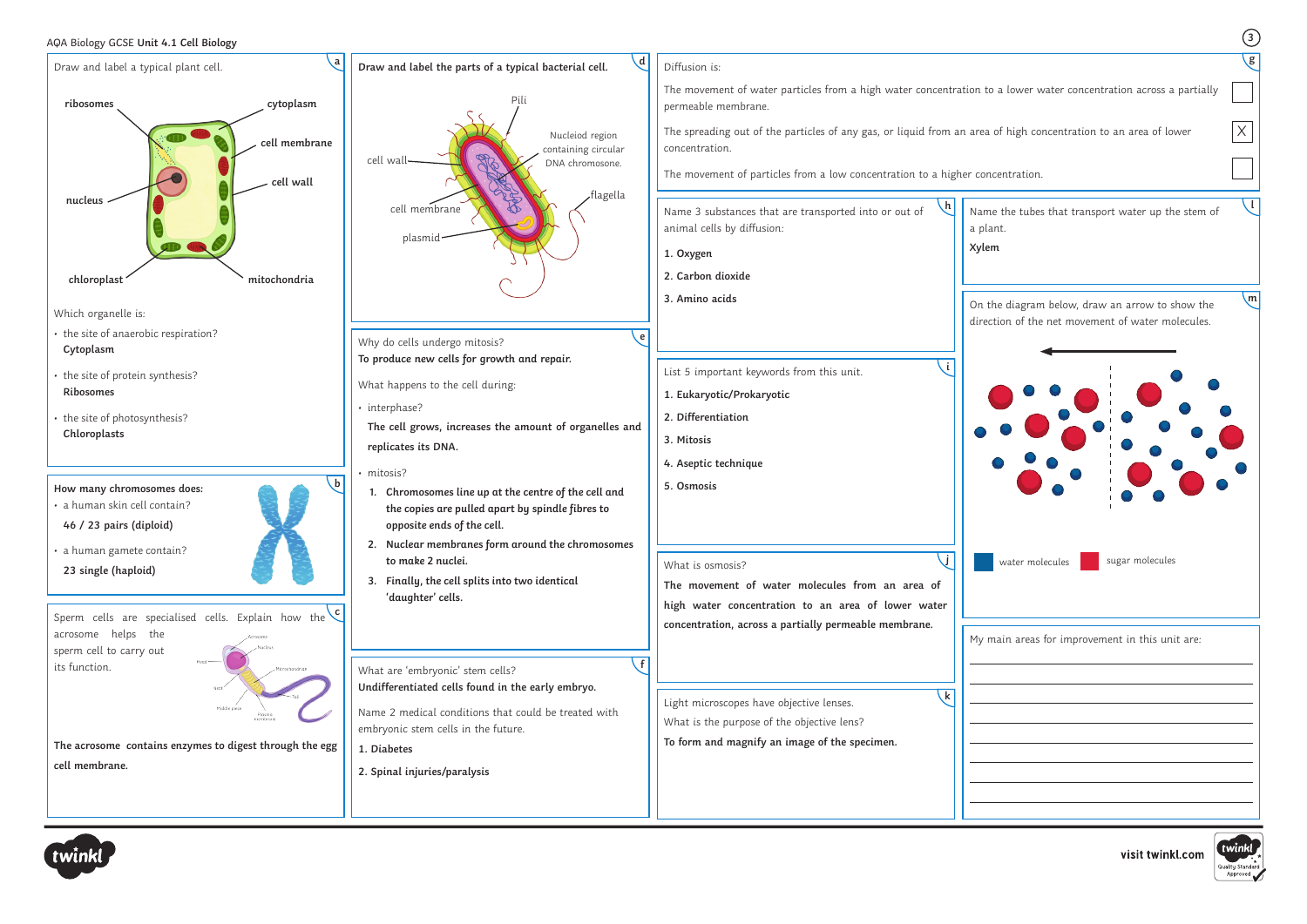AQA Biology GCSE **Unit 4.1 Cell Biology**

## a

Draw and label a typical plant cell.

ribosomes
cytoplasm
cell membrane
cell wall
nucleus
chloroplast
mitochondria

Which organelle is:

- the site of anaerobic respiration?
  **Cytoplasm**
- the site of protein synthesis?
  **Ribosomes**
- the site of photosynthesis?
  **Chloroplasts**

## b

**How many chromosomes does:**

- a human skin cell contain?
  **46 / 23 pairs (diploid)**
- a human gamete contain?
  **23 single (haploid)**

## c

Sperm cells are specialised cells. Explain how the acrosome helps the sperm cell to carry out its function.

Acrosome
Nucleus
Head
Mitochondria
Neck
Tail
Middle piece
Plasma membrane

**The acrosome contains enzymes to digest through the egg cell membrane.**

## d

**Draw and label the parts of a typical bacterial cell.**

Pili
Nucleiod region containing circular DNA chromosome.
cell wall
cell membrane
flagella
plasmid

## e

Why do cells undergo mitosis?
**To produce new cells for growth and repair.**

What happens to the cell during:

- interphase?
  **The cell grows, increases the amount of organelles and replicates its DNA.**
- mitosis?
  1. **Chromosomes line up at the centre of the cell and the copies are pulled apart by spindle fibres to opposite ends of the cell.**
  2. **Nuclear membranes form around the chromosomes to make 2 nuclei.**
  3. **Finally, the cell splits into two identical 'daughter' cells.**

## f

What are 'embryonic' stem cells?
**Undifferentiated cells found in the early embryo.**

Name 2 medical conditions that could be treated with embryonic stem cells in the future.

1. **Diabetes**
2. **Spinal injuries/paralysis**

## g

Diffusion is:

- [ ] The movement of water particles from a high water concentration to a lower water concentration across a partially permeable membrane.
- [x] The spreading out of the particles of any gas, or liquid from an area of high concentration to an area of lower concentration.
- [ ] The movement of particles from a low concentration to a higher concentration.

## h

Name 3 substances that are transported into or out of animal cells by diffusion:

1. **Oxygen**
2. **Carbon dioxide**
3. **Amino acids**

## i

List 5 important keywords from this unit.

1. **Eukaryotic/Prokaryotic**
2. **Differentiation**
3. **Mitosis**
4. **Aseptic technique**
5. **Osmosis**

## j

What is osmosis?

**The movement of water molecules from an area of high water concentration to an area of lower water concentration, across a partially permeable membrane.**

## k

Light microscopes have objective lenses.

What is the purpose of the objective lens?

**To form and magnify an image of the specimen.**

## l

Name the tubes that transport water up the stem of a plant.

**Xylem**

## m

On the diagram below, draw an arrow to show the direction of the net movement of water molecules.

water molecules
sugar molecules

My main areas for improvement in this unit are:

visit twinkl.com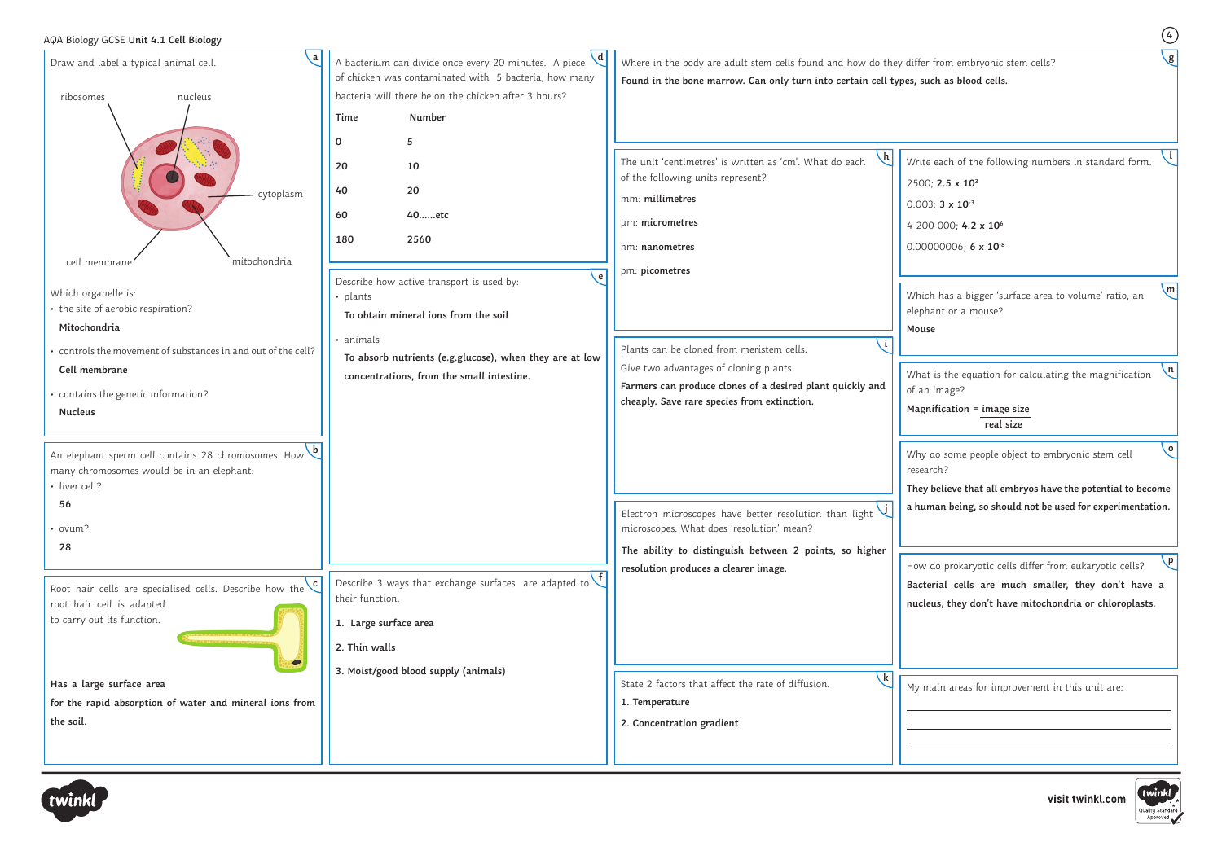AQA Biology GCSE **Unit 4.1 Cell Biology**

**a**

Draw and label a typical animal cell.

ribosomes

nucleus

cytoplasm

cell membrane

mitochondria

Which organelle is:

- the site of aerobic respiration?

  **Mitochondria**

- controls the movement of substances in and out of the cell?

  **Cell membrane**

- contains the genetic information?

  **Nucleus**

**b**

An elephant sperm cell contains 28 chromosomes. How many chromosomes would be in an elephant:

- liver cell?

  **56**

- ovum?

  **28**

**c**

Root hair cells are specialised cells. Describe how the root hair cell is adapted to carry out its function.

**Has a large surface area for the rapid absorption of water and mineral ions from the soil.**

**d**

A bacterium can divide once every 20 minutes. A piece of chicken was contaminated with 5 bacteria; how many bacteria will there be on the chicken after 3 hours?

| Time | Number |
|---|---|
| **0** | **5** |
| **20** | **10** |
| **40** | **20** |
| **60** | **40……etc** |
| **180** | **2560** |

**e**

Describe how active transport is used by:

- plants

  **To obtain mineral ions from the soil**

- animals

  **To absorb nutrients (e.g.glucose), when they are at low concentrations, from the small intestine.**

**f**

Describe 3 ways that exchange surfaces are adapted to their function.

**1. Large surface area**

**2. Thin walls**

**3. Moist/good blood supply (animals)**

**g**

Where in the body are adult stem cells found and how do they differ from embryonic stem cells?

**Found in the bone marrow. Can only turn into certain cell types, such as blood cells.**

**h**

The unit 'centimetres' is written as 'cm'. What do each of the following units represent?

mm: **millimetres**

µm: **micrometres**

nm: **nanometres**

pm: **picometres**

**i**

Plants can be cloned from meristem cells.

Give two advantages of cloning plants.

**Farmers can produce clones of a desired plant quickly and cheaply. Save rare species from extinction.**

**j**

Electron microscopes have better resolution than light microscopes. What does 'resolution' mean?

**The ability to distinguish between 2 points, so higher resolution produces a clearer image.**

**k**

State 2 factors that affect the rate of diffusion.

**1. Temperature**

**2. Concentration gradient**

**l**

Write each of the following numbers in standard form.

2500; $\mathbf{2.5 \times 10^{3}}$

0.003; $\mathbf{3 \times 10^{-3}}$

4 200 000; $\mathbf{4.2 \times 10^{6}}$

0.00000006; $\mathbf{6 \times 10^{-8}}$

**m**

Which has a bigger 'surface area to volume' ratio, an elephant or a mouse?

**Mouse**

**n**

What is the equation for calculating the magnification of an image?

$$\textbf{Magnification} = \frac{\textbf{image size}}{\textbf{real size}}$$

**o**

Why do some people object to embryonic stem cell research?

**They believe that all embryos have the potential to become a human being, so should not be used for experimentation.**

**p**

How do prokaryotic cells differ from eukaryotic cells?

**Bacterial cells are much smaller, they don't have a nucleus, they don't have mitochondria or chloroplasts.**

My main areas for improvement in this unit are:

\_\_\_\_\_\_\_\_\_\_\_\_\_\_\_\_\_\_\_\_\_\_\_\_\_\_\_\_\_\_\_\_

\_\_\_\_\_\_\_\_\_\_\_\_\_\_\_\_\_\_\_\_\_\_\_\_\_\_\_\_\_\_\_\_

\_\_\_\_\_\_\_\_\_\_\_\_\_\_\_\_\_\_\_\_\_\_\_\_\_\_\_\_\_\_\_\_